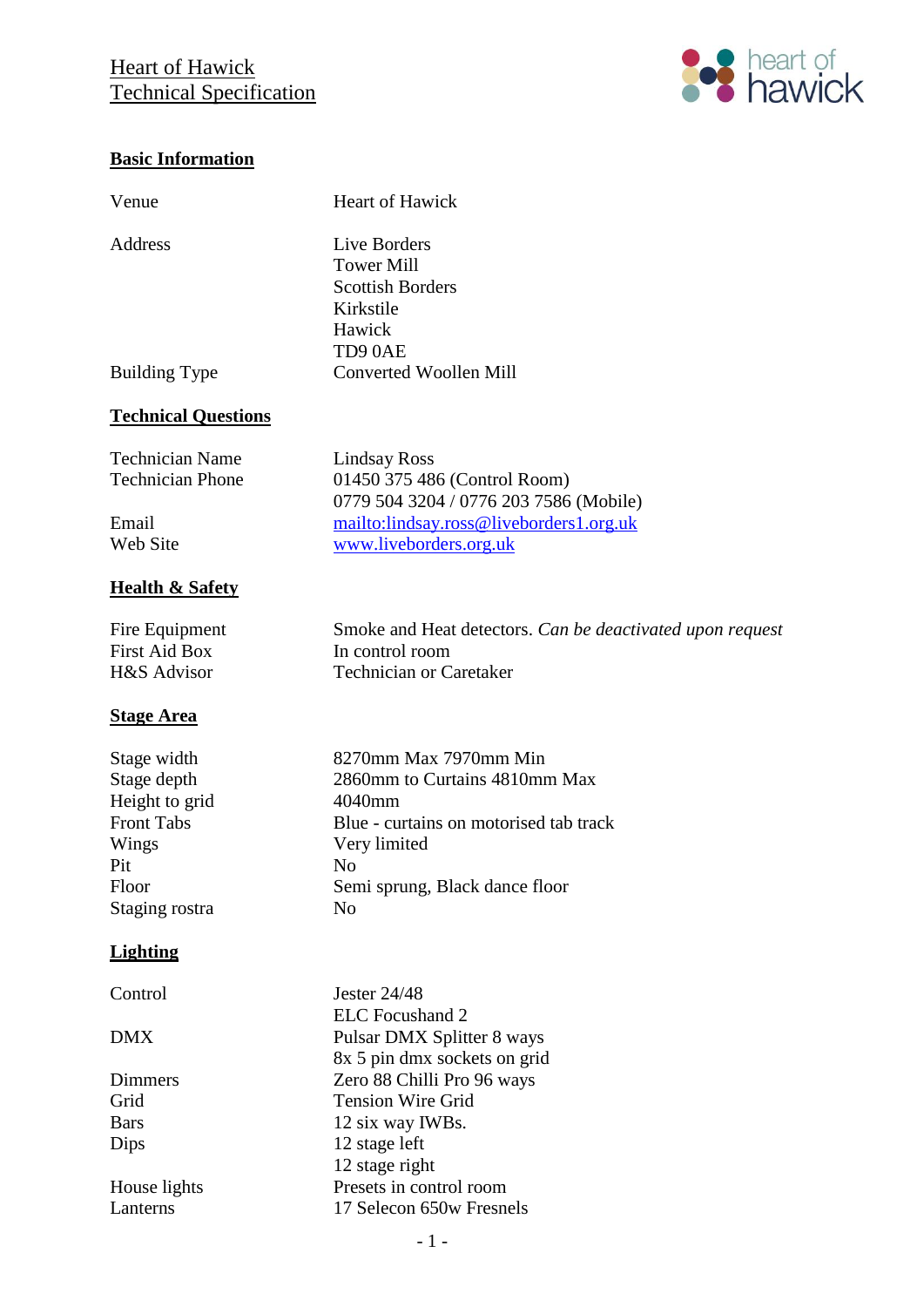# Heart of Hawick
# Technical Specification

## Basic Information

| | |
|---|---|
| Venue | Heart of Hawick |
| Address | Live Borders<br>Tower Mill<br>Scottish Borders<br>Kirkstile<br>Hawick<br>TD9 0AE |
| Building Type | Converted Woollen Mill |

## Technical Questions

| | |
|---|---|
| Technician Name | Lindsay Ross |
| Technician Phone | 01450 375 486 (Control Room)<br>0779 504 3204 / 0776 203 7586 (Mobile) |
| Email | [mailto:lindsay.ross@liveborders1.org.uk](mailto:lindsay.ross@liveborders1.org.uk) |
| Web Site | [www.liveborders.org.uk](http://www.liveborders.org.uk) |

## Health & Safety

| | |
|---|---|
| Fire Equipment | Smoke and Heat detectors. *Can be deactivated upon request* |
| First Aid Box | In control room |
| H&S Advisor | Technician or Caretaker |

## Stage Area

| | |
|---|---|
| Stage width | 8270mm Max 7970mm Min |
| Stage depth | 2860mm to Curtains 4810mm Max |
| Height to grid | 4040mm |
| Front Tabs | Blue - curtains on motorised tab track |
| Wings | Very limited |
| Pit | No |
| Floor | Semi sprung, Black dance floor |
| Staging rostra | No |

## Lighting

| | |
|---|---|
| Control | Jester 24/48<br>ELC Focushand 2 |
| DMX | Pulsar DMX Splitter 8 ways<br>8x 5 pin dmx sockets on grid |
| Dimmers | Zero 88 Chilli Pro 96 ways |
| Grid | Tension Wire Grid |
| Bars | 12 six way IWBs. |
| Dips | 12 stage left<br>12 stage right |
| House lights | Presets in control room |
| Lanterns | 17 Selecon 650w Fresnels |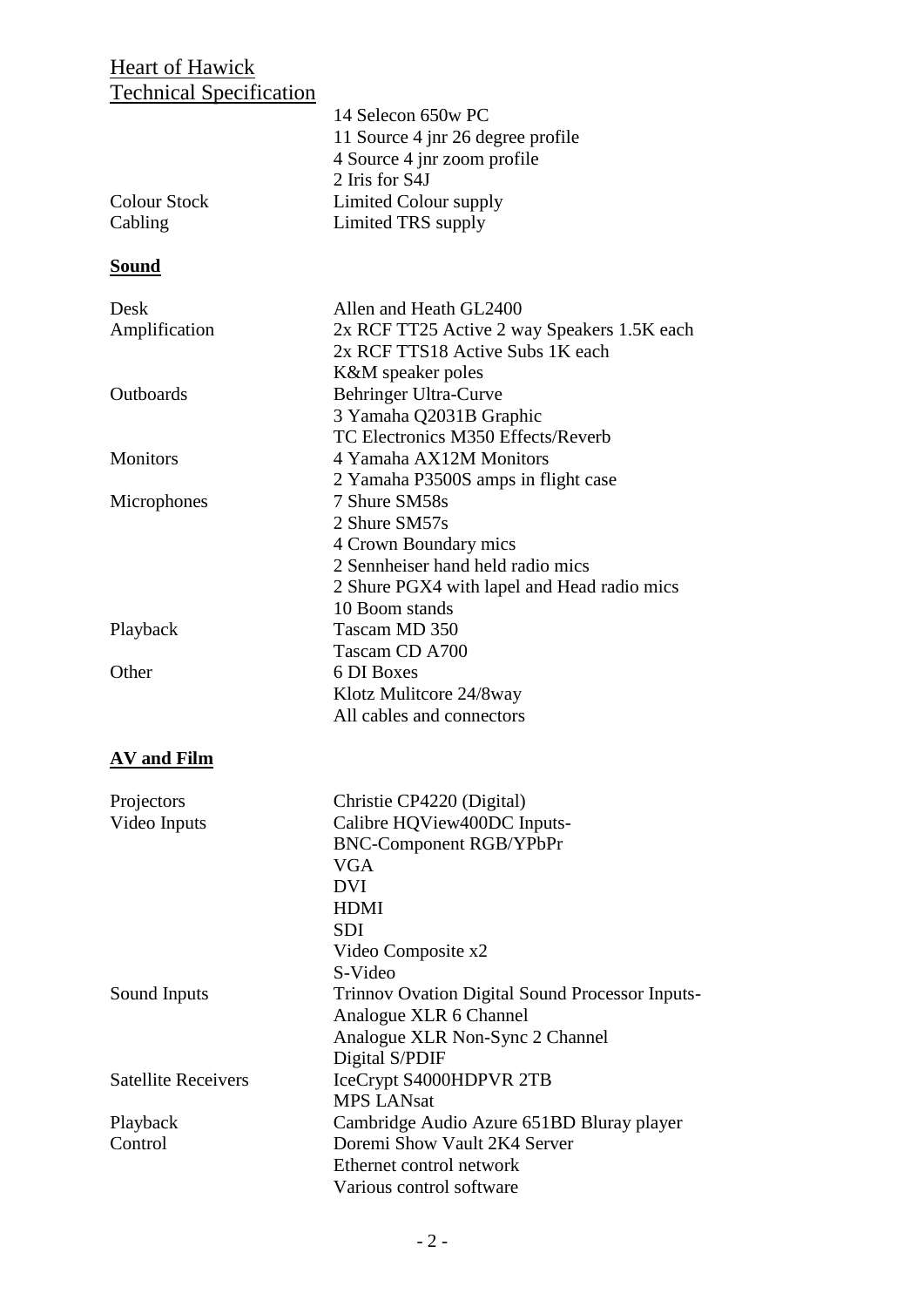Heart of Hawick
Technical Specification

| | |
|---|---|
| | 14 Selecon 650w PC |
| | 11 Source 4 jnr 26 degree profile |
| | 4 Source 4 jnr zoom profile |
| | 2 Iris for S4J |
| Colour Stock | Limited Colour supply |
| Cabling | Limited TRS supply |

## **Sound**

| | |
|---|---|
| Desk | Allen and Heath GL2400 |
| Amplification | 2x RCF TT25 Active 2 way Speakers 1.5K each |
| | 2x RCF TTS18 Active Subs 1K each |
| | K&M speaker poles |
| Outboards | Behringer Ultra-Curve |
| | 3 Yamaha Q2031B Graphic |
| | TC Electronics M350 Effects/Reverb |
| Monitors | 4 Yamaha AX12M Monitors |
| | 2 Yamaha P3500S amps in flight case |
| Microphones | 7 Shure SM58s |
| | 2 Shure SM57s |
| | 4 Crown Boundary mics |
| | 2 Sennheiser hand held radio mics |
| | 2 Shure PGX4 with lapel and Head radio mics |
| | 10 Boom stands |
| Playback | Tascam MD 350 |
| | Tascam CD A700 |
| Other | 6 DI Boxes |
| | Klotz Mulitcore 24/8way |
| | All cables and connectors |

## **AV and Film**

| | |
|---|---|
| Projectors | Christie CP4220 (Digital) |
| Video Inputs | Calibre HQView400DC Inputs- |
| | BNC-Component RGB/YPbPr |
| | VGA |
| | DVI |
| | HDMI |
| | SDI |
| | Video Composite x2 |
| | S-Video |
| Sound Inputs | Trinnov Ovation Digital Sound Processor Inputs- |
| | Analogue XLR 6 Channel |
| | Analogue XLR Non-Sync 2 Channel |
| | Digital S/PDIF |
| Satellite Receivers | IceCrypt S4000HDPVR 2TB |
| | MPS LANsat |
| Playback | Cambridge Audio Azure 651BD Bluray player |
| Control | Doremi Show Vault 2K4 Server |
| | Ethernet control network |
| | Various control software |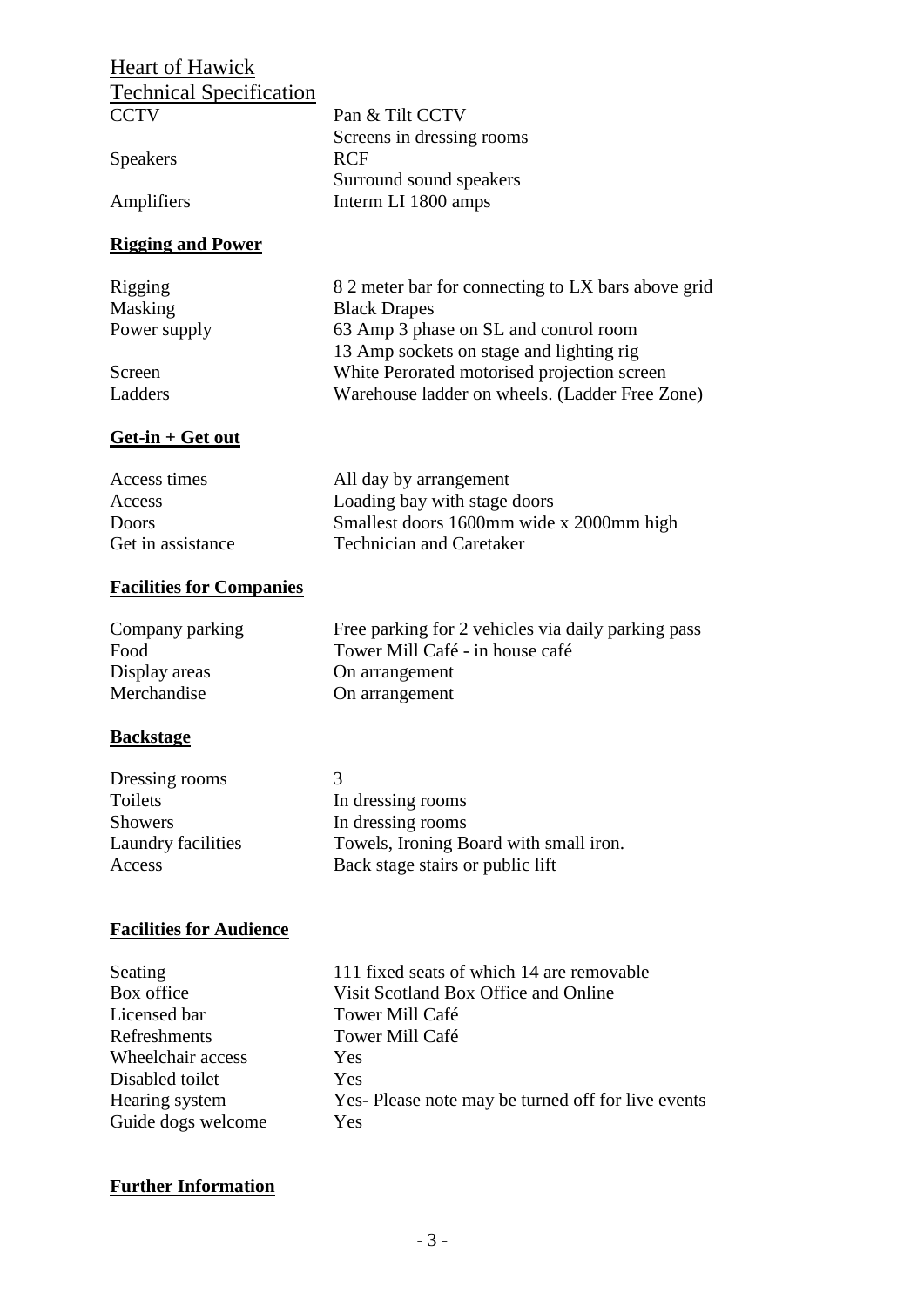Heart of Hawick

Technical Specification

| | |
|---|---|
| CCTV | Pan & Tilt CCTV<br>Screens in dressing rooms |
| Speakers | RCF<br>Surround sound speakers |
| Amplifiers | Interm LI 1800 amps |

**Rigging and Power**

| | |
|---|---|
| Rigging | 8 2 meter bar for connecting to LX bars above grid |
| Masking | Black Drapes |
| Power supply | 63 Amp 3 phase on SL and control room<br>13 Amp sockets on stage and lighting rig |
| Screen | White Perorated motorised projection screen |
| Ladders | Warehouse ladder on wheels. (Ladder Free Zone) |

**Get-in + Get out**

| | |
|---|---|
| Access times | All day by arrangement |
| Access | Loading bay with stage doors |
| Doors | Smallest doors 1600mm wide x 2000mm high |
| Get in assistance | Technician and Caretaker |

**Facilities for Companies**

| | |
|---|---|
| Company parking | Free parking for 2 vehicles via daily parking pass |
| Food | Tower Mill Café - in house café |
| Display areas | On arrangement |
| Merchandise | On arrangement |

**Backstage**

| | |
|---|---|
| Dressing rooms | 3 |
| Toilets | In dressing rooms |
| Showers | In dressing rooms |
| Laundry facilities | Towels, Ironing Board with small iron. |
| Access | Back stage stairs or public lift |

**Facilities for Audience**

| | |
|---|---|
| Seating | 111 fixed seats of which 14 are removable |
| Box office | Visit Scotland Box Office and Online |
| Licensed bar | Tower Mill Café |
| Refreshments | Tower Mill Café |
| Wheelchair access | Yes |
| Disabled toilet | Yes |
| Hearing system | Yes- Please note may be turned off for live events |
| Guide dogs welcome | Yes |

**Further Information**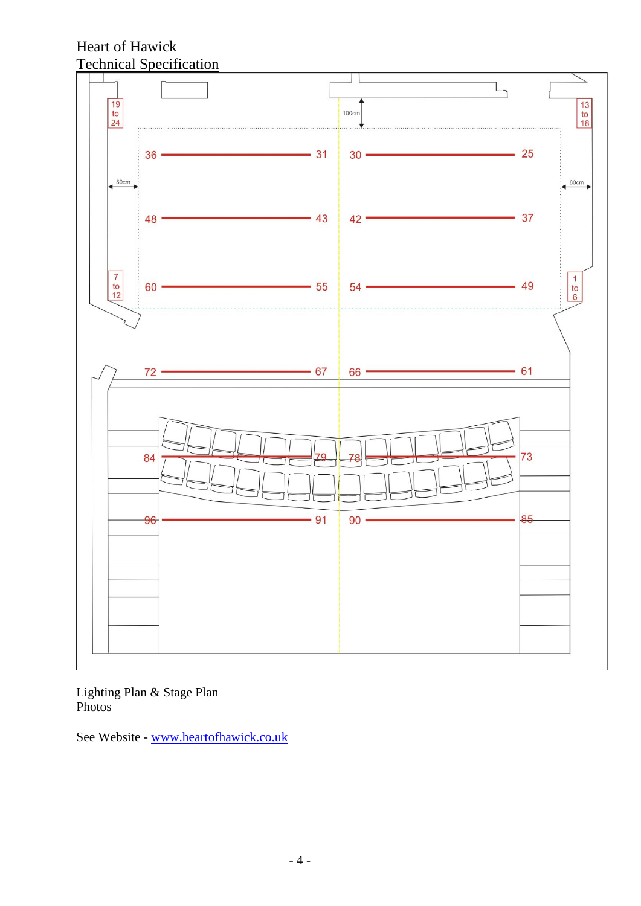Heart of Hawick
Technical Specification

19 to 24

13 to 18

100cm

36 31 30 25

80cm

80cm

48 43 42 37

7 to 12

60 55 54 49

1 to 6

72 67 66 61

84 79 78 73

96 91 90 85

Lighting Plan & Stage Plan
Photos

See Website - [www.heartofhawick.co.uk](http://www.heartofhawick.co.uk)